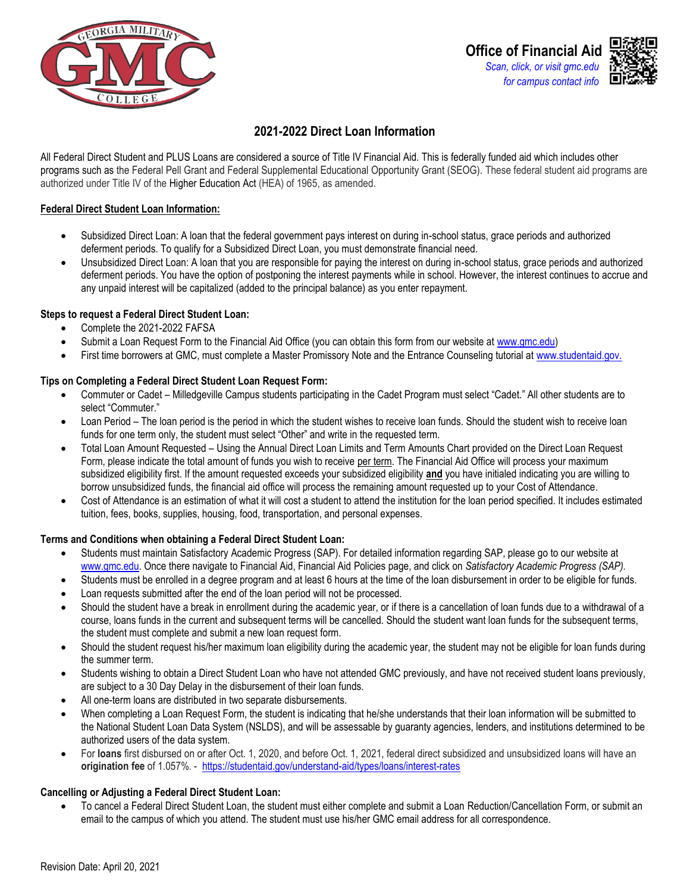Office of Financial Aid

*Scan, click, or visit gmc.edu for campus contact info*

# 2021-2022 Direct Loan Information

All Federal Direct Student and PLUS Loans are considered a source of Title IV Financial Aid. This is federally funded aid which includes other programs such as the Federal Pell Grant and Federal Supplemental Educational Opportunity Grant (SEOG). These federal student aid programs are authorized under Title IV of the Higher Education Act (HEA) of 1965, as amended.

## Federal Direct Student Loan Information:

- Subsidized Direct Loan: A loan that the federal government pays interest on during in-school status, grace periods and authorized deferment periods. To qualify for a Subsidized Direct Loan, you must demonstrate financial need.
- Unsubsidized Direct Loan: A loan that you are responsible for paying the interest on during in-school status, grace periods and authorized deferment periods. You have the option of postponing the interest payments while in school. However, the interest continues to accrue and any unpaid interest will be capitalized (added to the principal balance) as you enter repayment.

### Steps to request a Federal Direct Student Loan:

- Complete the 2021-2022 FAFSA
- Submit a Loan Request Form to the Financial Aid Office (you can obtain this form from our website at www.gmc.edu)
- First time borrowers at GMC, must complete a Master Promissory Note and the Entrance Counseling tutorial at www.studentaid.gov.

### Tips on Completing a Federal Direct Student Loan Request Form:

- Commuter or Cadet – Milledgeville Campus students participating in the Cadet Program must select "Cadet." All other students are to select "Commuter."
- Loan Period – The loan period is the period in which the student wishes to receive loan funds. Should the student wish to receive loan funds for one term only, the student must select "Other" and write in the requested term.
- Total Loan Amount Requested – Using the Annual Direct Loan Limits and Term Amounts Chart provided on the Direct Loan Request Form, please indicate the total amount of funds you wish to receive per term. The Financial Aid Office will process your maximum subsidized eligibility first. If the amount requested exceeds your subsidized eligibility **and** you have initialed indicating you are willing to borrow unsubsidized funds, the financial aid office will process the remaining amount requested up to your Cost of Attendance.
- Cost of Attendance is an estimation of what it will cost a student to attend the institution for the loan period specified. It includes estimated tuition, fees, books, supplies, housing, food, transportation, and personal expenses.

### Terms and Conditions when obtaining a Federal Direct Student Loan:

- Students must maintain Satisfactory Academic Progress (SAP). For detailed information regarding SAP, please go to our website at www.gmc.edu. Once there navigate to Financial Aid, Financial Aid Policies page, and click on *Satisfactory Academic Progress (SAP).*
- Students must be enrolled in a degree program and at least 6 hours at the time of the loan disbursement in order to be eligible for funds.
- Loan requests submitted after the end of the loan period will not be processed.
- Should the student have a break in enrollment during the academic year, or if there is a cancellation of loan funds due to a withdrawal of a course, loans funds in the current and subsequent terms will be cancelled. Should the student want loan funds for the subsequent terms, the student must complete and submit a new loan request form.
- Should the student request his/her maximum loan eligibility during the academic year, the student may not be eligible for loan funds during the summer term.
- Students wishing to obtain a Direct Student Loan who have not attended GMC previously, and have not received student loans previously, are subject to a 30 Day Delay in the disbursement of their loan funds.
- All one-term loans are distributed in two separate disbursements.
- When completing a Loan Request Form, the student is indicating that he/she understands that their loan information will be submitted to the National Student Loan Data System (NSLDS), and will be assessable by guaranty agencies, lenders, and institutions determined to be authorized users of the data system.
- For **loans** first disbursed on or after Oct. 1, 2020, and before Oct. 1, 2021, federal direct subsidized and unsubsidized loans will have an **origination fee** of 1.057%. - https://studentaid.gov/understand-aid/types/loans/interest-rates

### Cancelling or Adjusting a Federal Direct Student Loan:

- To cancel a Federal Direct Student Loan, the student must either complete and submit a Loan Reduction/Cancellation Form, or submit an email to the campus of which you attend. The student must use his/her GMC email address for all correspondence.

Revision Date: April 20, 2021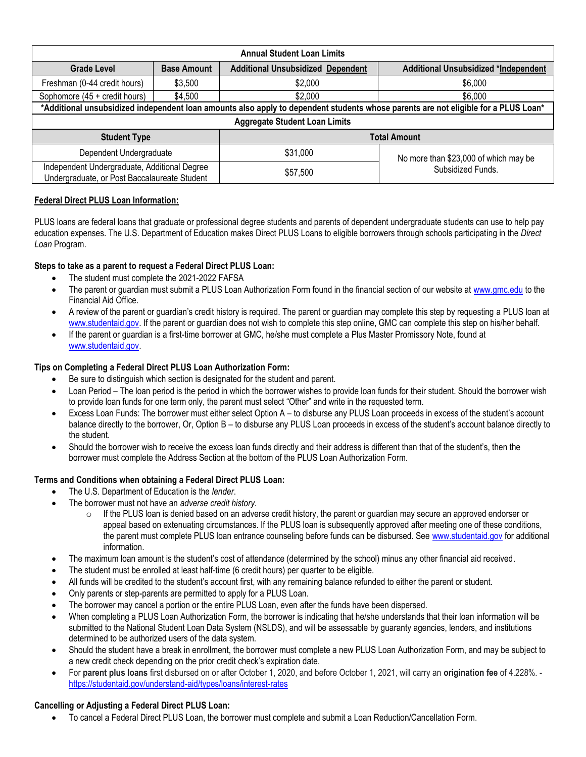| Annual Student Loan Limits | | | |
|---|---|---|---|
| **Grade Level** | **Base Amount** | **Additional Unsubsidized Dependent** | **Additional Unsubsidized *Independent** |
| Freshman (0-44 credit hours) | $3,500 | $2,000 | $6,000 |
| Sophomore (45 + credit hours) | $4,500 | $2,000 | $6,000 |
| ***Additional unsubsidized independent loan amounts also apply to dependent students whose parents are not eligible for a PLUS Loan*** | | | |

| Aggregate Student Loan Limits | | |
|---|---|---|
| **Student Type** | **Total Amount** | |
| Dependent Undergraduate | $31,000 | No more than $23,000 of which may be Subsidized Funds. |
| Independent Undergraduate, Additional Degree Undergraduate, or Post Baccalaureate Student | $57,500 | |

## Federal Direct PLUS Loan Information:

PLUS loans are federal loans that graduate or professional degree students and parents of dependent undergraduate students can use to help pay education expenses. The U.S. Department of Education makes Direct PLUS Loans to eligible borrowers through schools participating in the *Direct Loan* Program.

### Steps to take as a parent to request a Federal Direct PLUS Loan:

- The student must complete the 2021-2022 FAFSA
- The parent or guardian must submit a PLUS Loan Authorization Form found in the financial section of our website at www.gmc.edu to the Financial Aid Office.
- A review of the parent or guardian's credit history is required. The parent or guardian may complete this step by requesting a PLUS loan at www.studentaid.gov. If the parent or guardian does not wish to complete this step online, GMC can complete this step on his/her behalf.
- If the parent or guardian is a first-time borrower at GMC, he/she must complete a Plus Master Promissory Note, found at www.studentaid.gov.

### Tips on Completing a Federal Direct PLUS Loan Authorization Form:

- Be sure to distinguish which section is designated for the student and parent.
- Loan Period – The loan period is the period in which the borrower wishes to provide loan funds for their student. Should the borrower wish to provide loan funds for one term only, the parent must select "Other" and write in the requested term.
- Excess Loan Funds: The borrower must either select Option A – to disburse any PLUS Loan proceeds in excess of the student's account balance directly to the borrower, Or, Option B – to disburse any PLUS Loan proceeds in excess of the student's account balance directly to the student.
- Should the borrower wish to receive the excess loan funds directly and their address is different than that of the student's, then the borrower must complete the Address Section at the bottom of the PLUS Loan Authorization Form.

### Terms and Conditions when obtaining a Federal Direct PLUS Loan:

- The U.S. Department of Education is the *lender*.
- The borrower must not have an *adverse credit history*.
  - If the PLUS loan is denied based on an adverse credit history, the parent or guardian may secure an approved endorser or appeal based on extenuating circumstances. If the PLUS loan is subsequently approved after meeting one of these conditions, the parent must complete PLUS loan entrance counseling before funds can be disbursed. See www.studentaid.gov for additional information.
- The maximum loan amount is the student's cost of attendance (determined by the school) minus any other financial aid received.
- The student must be enrolled at least half-time (6 credit hours) per quarter to be eligible.
- All funds will be credited to the student's account first, with any remaining balance refunded to either the parent or student.
- Only parents or step-parents are permitted to apply for a PLUS Loan.
- The borrower may cancel a portion or the entire PLUS Loan, even after the funds have been dispersed.
- When completing a PLUS Loan Authorization Form, the borrower is indicating that he/she understands that their loan information will be submitted to the National Student Loan Data System (NSLDS), and will be assessable by guaranty agencies, lenders, and institutions determined to be authorized users of the data system.
- Should the student have a break in enrollment, the borrower must complete a new PLUS Loan Authorization Form, and may be subject to a new credit check depending on the prior credit check's expiration date.
- For **parent plus loans** first disbursed on or after October 1, 2020, and before October 1, 2021, will carry an **origination fee** of 4.228%. - https://studentaid.gov/understand-aid/types/loans/interest-rates

### Cancelling or Adjusting a Federal Direct PLUS Loan:

- To cancel a Federal Direct PLUS Loan, the borrower must complete and submit a Loan Reduction/Cancellation Form.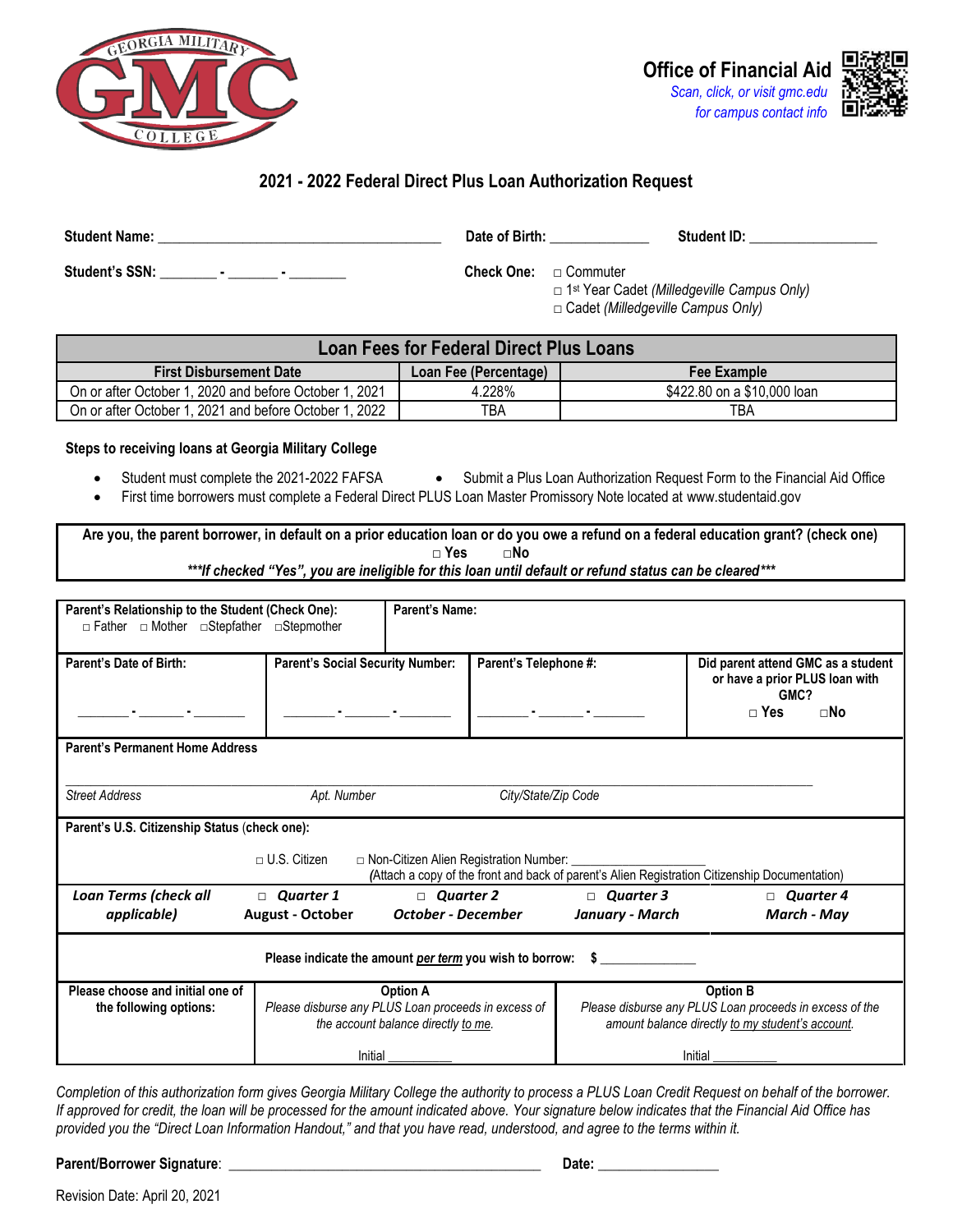GEORGIA MILITARY GMC COLLEGE

**Office of Financial Aid**
*Scan, click, or visit gmc.edu for campus contact info*

## 2021 - 2022 Federal Direct Plus Loan Authorization Request

**Student Name:** ______________________________ **Date of Birth:** ____________ **Student ID:** ______________

**Student's SSN:** _______ - _______ - _______

**Check One:**
- □ Commuter
- □ 1st Year Cadet *(Milledgeville Campus Only)*
- □ Cadet *(Milledgeville Campus Only)*

| Loan Fees for Federal Direct Plus Loans | | |
|---|---|---|
| **First Disbursement Date** | **Loan Fee (Percentage)** | **Fee Example** |
| On or after October 1, 2020 and before October 1, 2021 | 4.228% | $422.80 on a $10,000 loan |
| On or after October 1, 2021 and before October 1, 2022 | TBA | TBA |

**Steps to receiving loans at Georgia Military College**

- Student must complete the 2021-2022 FAFSA
- Submit a Plus Loan Authorization Request Form to the Financial Aid Office
- First time borrowers must complete a Federal Direct PLUS Loan Master Promissory Note located at www.studentaid.gov

**Are you, the parent borrower, in default on a prior education loan or do you owe a refund on a federal education grant? (check one)**
□ **Yes** □ **No**
***\*\*\*If checked "Yes", you are ineligible for this loan until default or refund status can be cleared\*\*\****

**Parent's Relationship to the Student (Check One):** □ Father □ Mother □ Stepfather □ Stepmother

**Parent's Name:**

| **Parent's Date of Birth:** | **Parent's Social Security Number:** | **Parent's Telephone #:** | **Did parent attend GMC as a student or have a prior PLUS loan with GMC?** |
|---|---|---|---|
| _______ - _______ - _______ | _______ - _______ - _______ | _______ - _______ - _______ | □ **Yes** □ **No** |

**Parent's Permanent Home Address**

_______________________________________________________________

*Street Address* *Apt. Number* *City/State/Zip Code*

**Parent's U.S. Citizenship Status** (check one):

□ U.S. Citizen □ Non-Citizen Alien Registration Number: ______________
*(Attach a copy of the front and back of parent's Alien Registration Citizenship Documentation)*

| ***Loan Terms (check all applicable)*** | □ ***Quarter 1*** | □ ***Quarter 2*** | □ ***Quarter 3*** | □ ***Quarter 4*** |
|---|---|---|---|---|
| | **August - October** | ***October - December*** | ***January - March*** | ***March - May*** |

**Please indicate the amount *per term* you wish to borrow: $** ____________

| **Please choose and initial one of the following options:** | **Option A** | **Option B** |
|---|---|---|
| | *Please disburse any PLUS Loan proceeds in excess of the account balance directly to me.* | *Please disburse any PLUS Loan proceeds in excess of the amount balance directly to my student's account.* |
| | Initial __________ | Initial __________ |

*Completion of this authorization form gives Georgia Military College the authority to process a PLUS Loan Credit Request on behalf of the borrower. If approved for credit, the loan will be processed for the amount indicated above. Your signature below indicates that the Financial Aid Office has provided you the "Direct Loan Information Handout," and that you have read, understood, and agree to the terms within it.*

**Parent/Borrower Signature**: ______________________________ **Date:** ______________

Revision Date: April 20, 2021